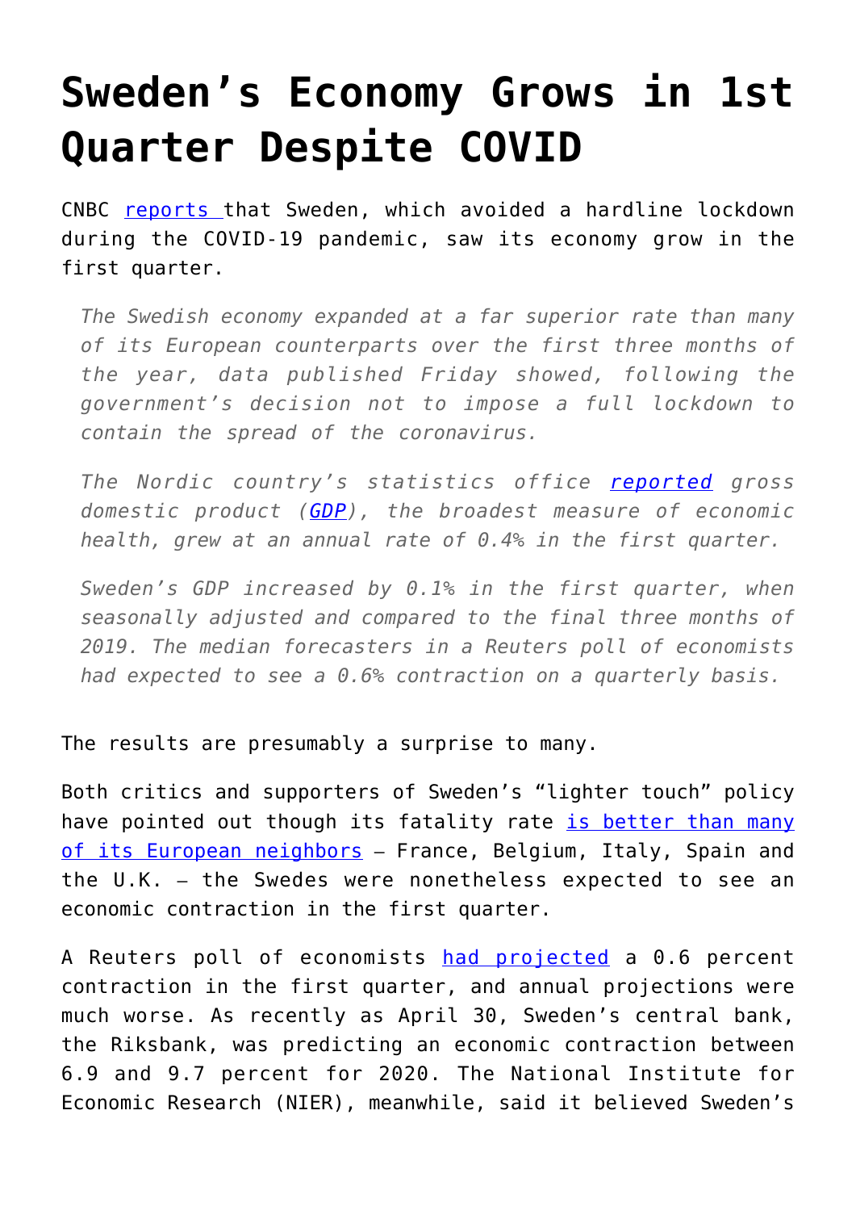# Sweden's Economy Grows in 1st Quarter Despite COVID

CNBC reports that Sweden, which avoided a hardline lockdown during the COVID-19 pandemic, saw its economy grow in the first quarter.

> *The Swedish economy expanded at a far superior rate than many of its European counterparts over the first three months of the year, data published Friday showed, following the government's decision not to impose a full lockdown to contain the spread of the coronavirus.*
>
> *The Nordic country's statistics office reported gross domestic product (GDP), the broadest measure of economic health, grew at an annual rate of 0.4% in the first quarter.*
>
> *Sweden's GDP increased by 0.1% in the first quarter, when seasonally adjusted and compared to the final three months of 2019. The median forecasters in a Reuters poll of economists had expected to see a 0.6% contraction on a quarterly basis.*

The results are presumably a surprise to many.

Both critics and supporters of Sweden's "lighter touch" policy have pointed out though its fatality rate is better than many of its European neighbors – France, Belgium, Italy, Spain and the U.K. – the Swedes were nonetheless expected to see an economic contraction in the first quarter.

A Reuters poll of economists had projected a 0.6 percent contraction in the first quarter, and annual projections were much worse. As recently as April 30, Sweden's central bank, the Riksbank, was predicting an economic contraction between 6.9 and 9.7 percent for 2020. The National Institute for Economic Research (NIER), meanwhile, said it believed Sweden's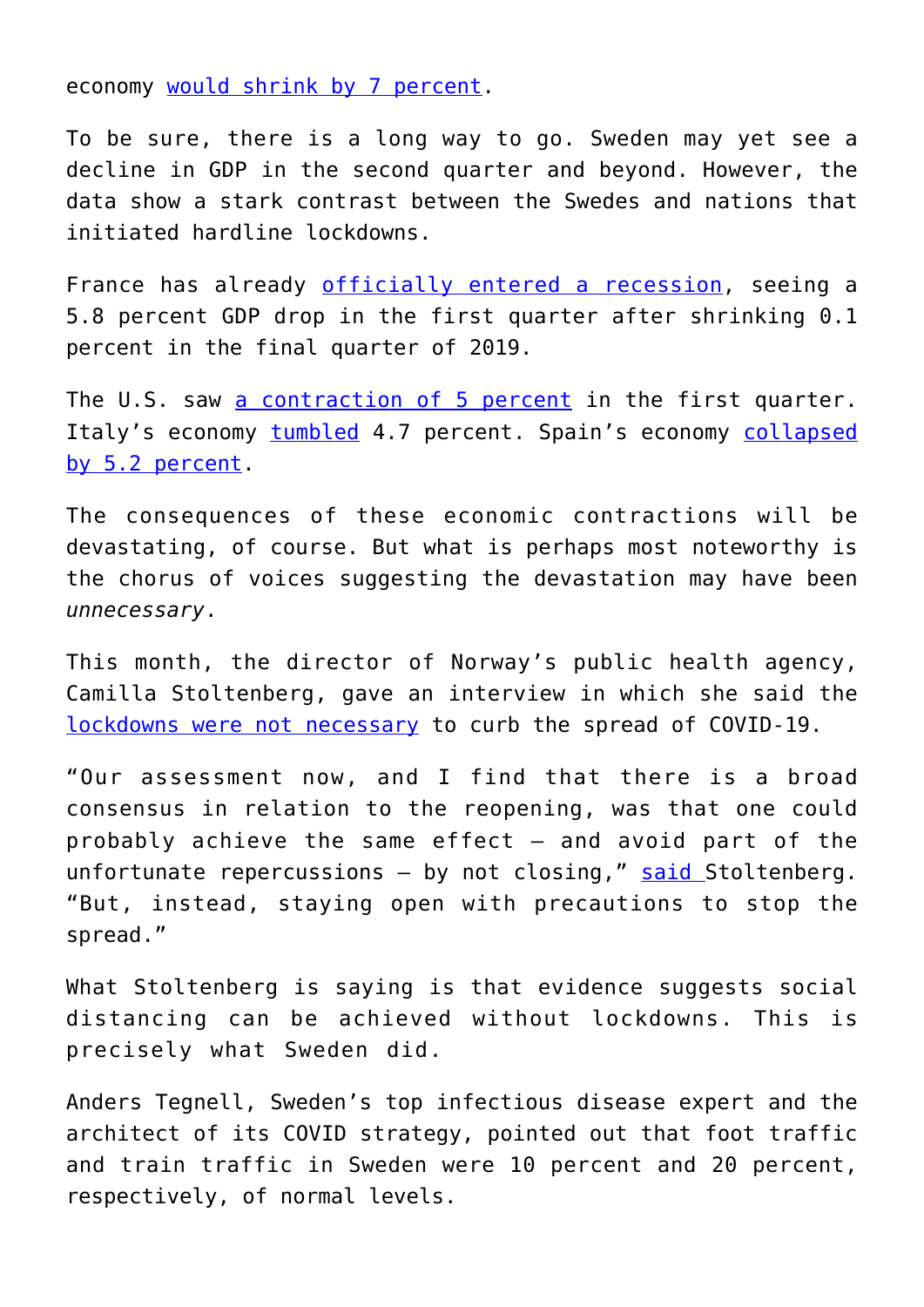economy would shrink by 7 percent.

To be sure, there is a long way to go. Sweden may yet see a decline in GDP in the second quarter and beyond. However, the data show a stark contrast between the Swedes and nations that initiated hardline lockdowns.

France has already officially entered a recession, seeing a 5.8 percent GDP drop in the first quarter after shrinking 0.1 percent in the final quarter of 2019.

The U.S. saw a contraction of 5 percent in the first quarter. Italy's economy tumbled 4.7 percent. Spain's economy collapsed by 5.2 percent.

The consequences of these economic contractions will be devastating, of course. But what is perhaps most noteworthy is the chorus of voices suggesting the devastation may have been *unnecessary*.

This month, the director of Norway's public health agency, Camilla Stoltenberg, gave an interview in which she said the lockdowns were not necessary to curb the spread of COVID-19.

"Our assessment now, and I find that there is a broad consensus in relation to the reopening, was that one could probably achieve the same effect – and avoid part of the unfortunate repercussions – by not closing," said Stoltenberg. "But, instead, staying open with precautions to stop the spread."

What Stoltenberg is saying is that evidence suggests social distancing can be achieved without lockdowns. This is precisely what Sweden did.

Anders Tegnell, Sweden's top infectious disease expert and the architect of its COVID strategy, pointed out that foot traffic and train traffic in Sweden were 10 percent and 20 percent, respectively, of normal levels.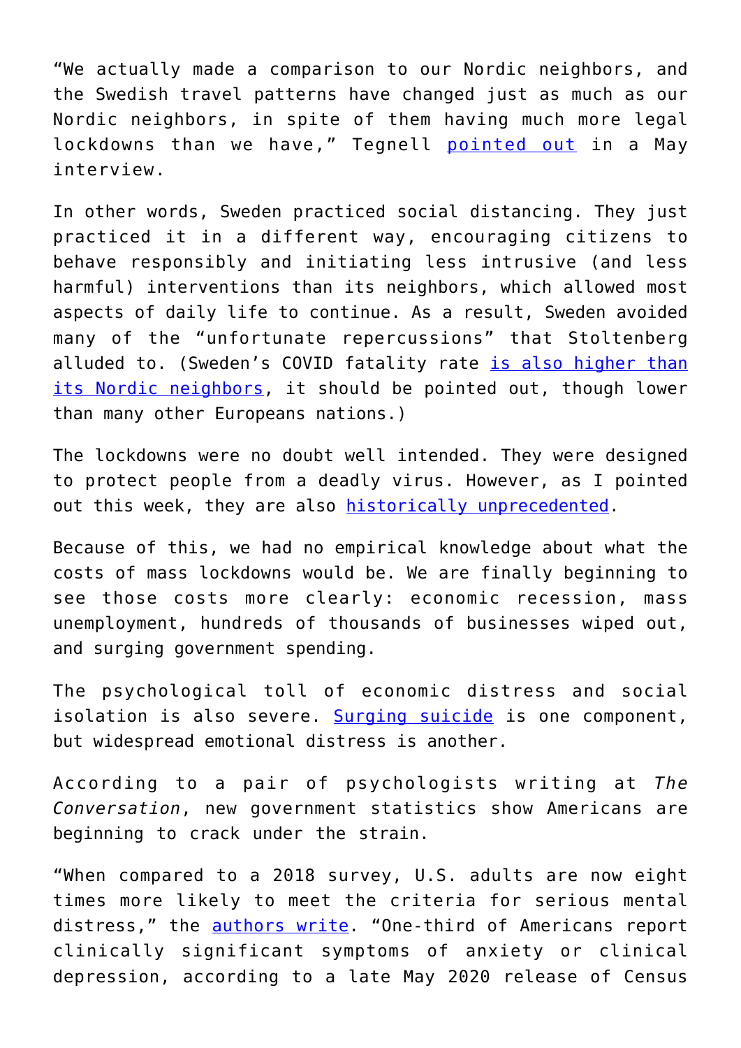"We actually made a comparison to our Nordic neighbors, and the Swedish travel patterns have changed just as much as our Nordic neighbors, in spite of them having much more legal lockdowns than we have," Tegnell pointed out in a May interview.

In other words, Sweden practiced social distancing. They just practiced it in a different way, encouraging citizens to behave responsibly and initiating less intrusive (and less harmful) interventions than its neighbors, which allowed most aspects of daily life to continue. As a result, Sweden avoided many of the "unfortunate repercussions" that Stoltenberg alluded to. (Sweden's COVID fatality rate is also higher than its Nordic neighbors, it should be pointed out, though lower than many other Europeans nations.)

The lockdowns were no doubt well intended. They were designed to protect people from a deadly virus. However, as I pointed out this week, they are also historically unprecedented.

Because of this, we had no empirical knowledge about what the costs of mass lockdowns would be. We are finally beginning to see those costs more clearly: economic recession, mass unemployment, hundreds of thousands of businesses wiped out, and surging government spending.

The psychological toll of economic distress and social isolation is also severe. Surging suicide is one component, but widespread emotional distress is another.

According to a pair of psychologists writing at *The Conversation*, new government statistics show Americans are beginning to crack under the strain.

"When compared to a 2018 survey, U.S. adults are now eight times more likely to meet the criteria for serious mental distress," the authors write. "One-third of Americans report clinically significant symptoms of anxiety or clinical depression, according to a late May 2020 release of Census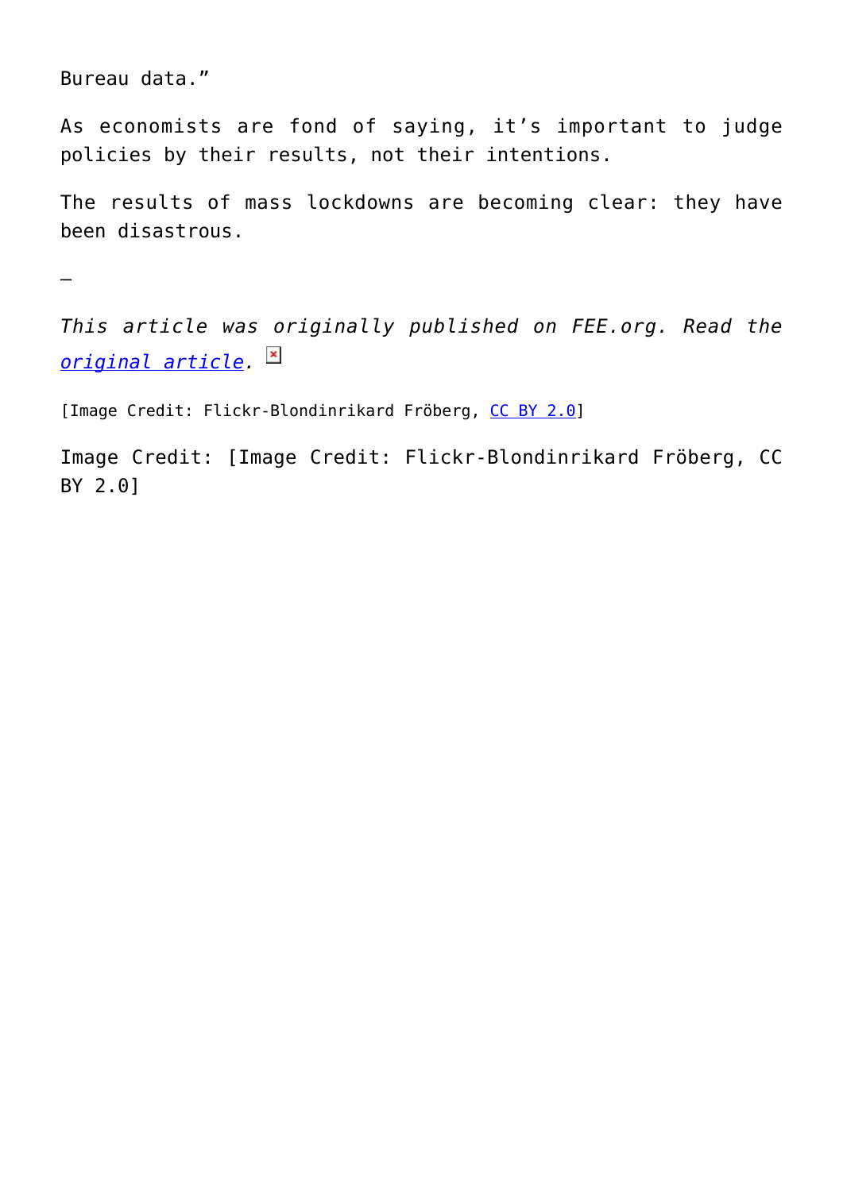Bureau data."

As economists are fond of saying, it's important to judge policies by their results, not their intentions.

The results of mass lockdowns are becoming clear: they have been disastrous.

—

*This article was originally published on FEE.org. Read the original article.*

[Image Credit: Flickr-Blondinrikard Fröberg, CC BY 2.0]

Image Credit: [Image Credit: Flickr-Blondinrikard Fröberg, CC BY 2.0]